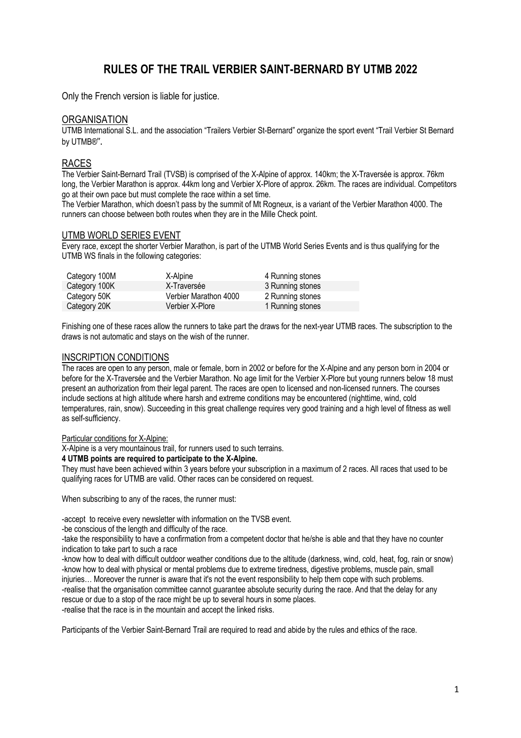# RULES OF THE TRAIL VERBIER SAINT-BERNARD BY UTMB 2022

Only the French version is liable for justice.

## ORGANISATION

UTMB International S.L. and the association “Trailers Verbier St-Bernard” organize the sport event “Trail Verbier St Bernard by UTMB®”.

## RACES

The Verbier Saint-Bernard Trail (TVSB) is comprised of the X-Alpine of approx. 140km; the X-Traversée is approx. 76km long, the Verbier Marathon is approx. 44km long and Verbier X-Plore of approx. 26km. The races are individual. Competitors go at their own pace but must complete the race within a set time.

The Verbier Marathon, which doesn’t pass by the summit of Mt Rogneux, is a variant of the Verbier Marathon 4000. The runners can choose between both routes when they are in the Mille Check point.

## UTMB WORLD SERIES EVENT

Every race, except the shorter Verbier Marathon, is part of the UTMB World Series Events and is thus qualifying for the UTMB WS finals in the following categories:

| | | |
|---|---|---|
| Category 100M | X-Alpine | 4 Running stones |
| Category 100K | X-Traversée | 3 Running stones |
| Category 50K | Verbier Marathon 4000 | 2 Running stones |
| Category 20K | Verbier X-Plore | 1 Running stones |

Finishing one of these races allow the runners to take part the draws for the next-year UTMB races. The subscription to the draws is not automatic and stays on the wish of the runner.

## INSCRIPTION CONDITIONS

The races are open to any person, male or female, born in 2002 or before for the X-Alpine and any person born in 2004 or before for the X-Traversée and the Verbier Marathon. No age limit for the Verbier X-Plore but young runners below 18 must present an authorization from their legal parent. The races are open to licensed and non-licensed runners. The courses include sections at high altitude where harsh and extreme conditions may be encountered (nighttime, wind, cold temperatures, rain, snow). Succeeding in this great challenge requires very good training and a high level of fitness as well as self-sufficiency.

Particular conditions for X-Alpine:

X-Alpine is a very mountainous trail, for runners used to such terrains.

**4 UTMB points are required to participate to the X-Alpine.**

They must have been achieved within 3 years before your subscription in a maximum of 2 races. All races that used to be qualifying races for UTMB are valid. Other races can be considered on request.

When subscribing to any of the races, the runner must:

- accept to receive every newsletter with information on the TVSB event.
- be conscious of the length and difficulty of the race.
- take the responsibility to have a confirmation from a competent doctor that he/she is able and that they have no counter indication to take part to such a race
- know how to deal with difficult outdoor weather conditions due to the altitude (darkness, wind, cold, heat, fog, rain or snow)
- know how to deal with physical or mental problems due to extreme tiredness, digestive problems, muscle pain, small injuries… Moreover the runner is aware that it's not the event responsibility to help them cope with such problems.
- realise that the organisation committee cannot guarantee absolute security during the race. And that the delay for any rescue or due to a stop of the race might be up to several hours in some places.
- realise that the race is in the mountain and accept the linked risks.

Participants of the Verbier Saint-Bernard Trail are required to read and abide by the rules and ethics of the race.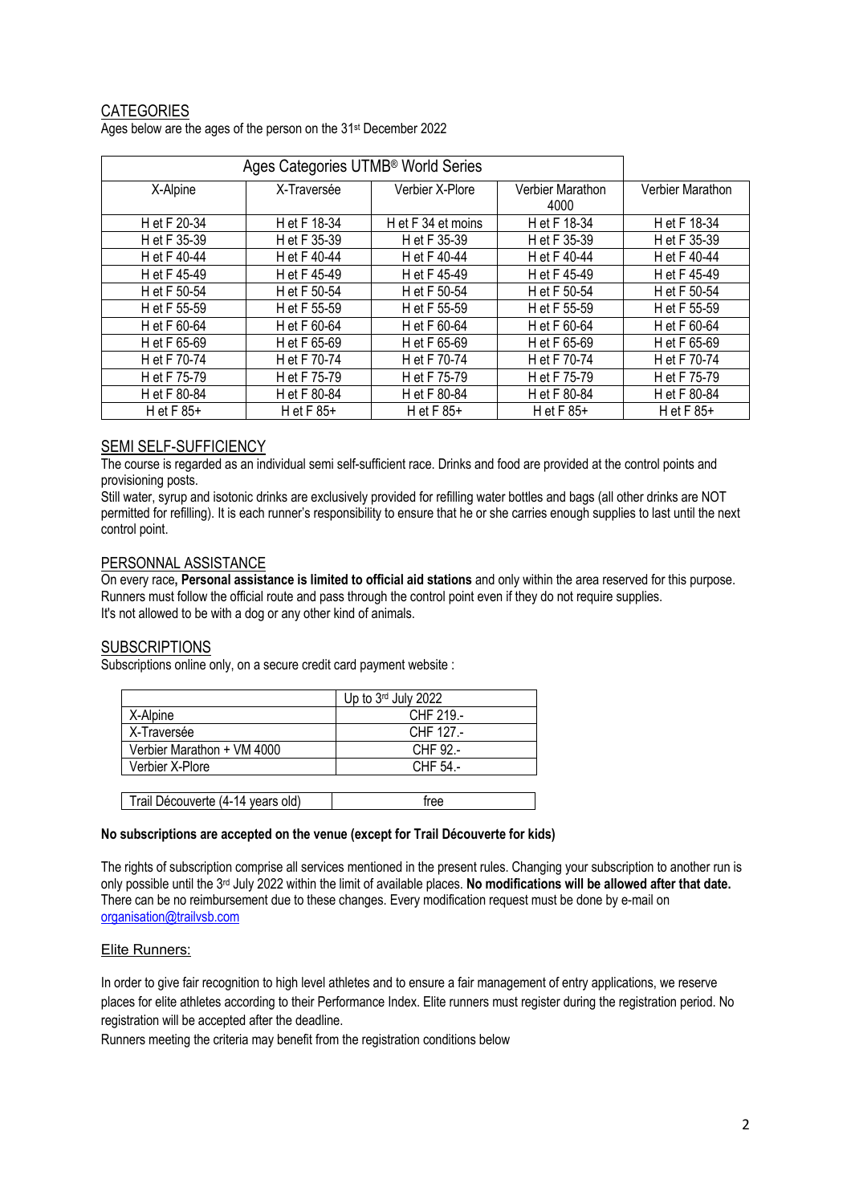## CATEGORIES

Ages below are the ages of the person on the 31st December 2022

| Ages Categories UTMB® World Series | | | | |
|---|---|---|---|---|
| X-Alpine | X-Traversée | Verbier X-Plore | Verbier Marathon 4000 | Verbier Marathon |
| H et F 20-34 | H et F 18-34 | H et F 34 et moins | H et F 18-34 | H et F 18-34 |
| H et F 35-39 | H et F 35-39 | H et F 35-39 | H et F 35-39 | H et F 35-39 |
| H et F 40-44 | H et F 40-44 | H et F 40-44 | H et F 40-44 | H et F 40-44 |
| H et F 45-49 | H et F 45-49 | H et F 45-49 | H et F 45-49 | H et F 45-49 |
| H et F 50-54 | H et F 50-54 | H et F 50-54 | H et F 50-54 | H et F 50-54 |
| H et F 55-59 | H et F 55-59 | H et F 55-59 | H et F 55-59 | H et F 55-59 |
| H et F 60-64 | H et F 60-64 | H et F 60-64 | H et F 60-64 | H et F 60-64 |
| H et F 65-69 | H et F 65-69 | H et F 65-69 | H et F 65-69 | H et F 65-69 |
| H et F 70-74 | H et F 70-74 | H et F 70-74 | H et F 70-74 | H et F 70-74 |
| H et F 75-79 | H et F 75-79 | H et F 75-79 | H et F 75-79 | H et F 75-79 |
| H et F 80-84 | H et F 80-84 | H et F 80-84 | H et F 80-84 | H et F 80-84 |
| H et F 85+ | H et F 85+ | H et F 85+ | H et F 85+ | H et F 85+ |

## SEMI SELF-SUFFICIENCY

The course is regarded as an individual semi self-sufficient race. Drinks and food are provided at the control points and provisioning posts.

Still water, syrup and isotonic drinks are exclusively provided for refilling water bottles and bags (all other drinks are NOT permitted for refilling). It is each runner's responsibility to ensure that he or she carries enough supplies to last until the next control point.

## PERSONNAL ASSISTANCE

On every race, **Personal assistance is limited to official aid stations** and only within the area reserved for this purpose. Runners must follow the official route and pass through the control point even if they do not require supplies.
It's not allowed to be with a dog or any other kind of animals.

## SUBSCRIPTIONS

Subscriptions online only, on a secure credit card payment website :

| | Up to 3rd July 2022 |
|---|---|
| X-Alpine | CHF 219.- |
| X-Traversée | CHF 127.- |
| Verbier Marathon + VM 4000 | CHF 92.- |
| Verbier X-Plore | CHF 54.- |

| Trail Découverte (4-14 years old) | free |
|---|---|

**No subscriptions are accepted on the venue (except for Trail Découverte for kids)**

The rights of subscription comprise all services mentioned in the present rules. Changing your subscription to another run is only possible until the 3rd July 2022 within the limit of available places. **No modifications will be allowed after that date.** There can be no reimbursement due to these changes. Every modification request must be done by e-mail on organisation@trailvsb.com

## Elite Runners:

In order to give fair recognition to high level athletes and to ensure a fair management of entry applications, we reserve places for elite athletes according to their Performance Index. Elite runners must register during the registration period. No registration will be accepted after the deadline.

Runners meeting the criteria may benefit from the registration conditions below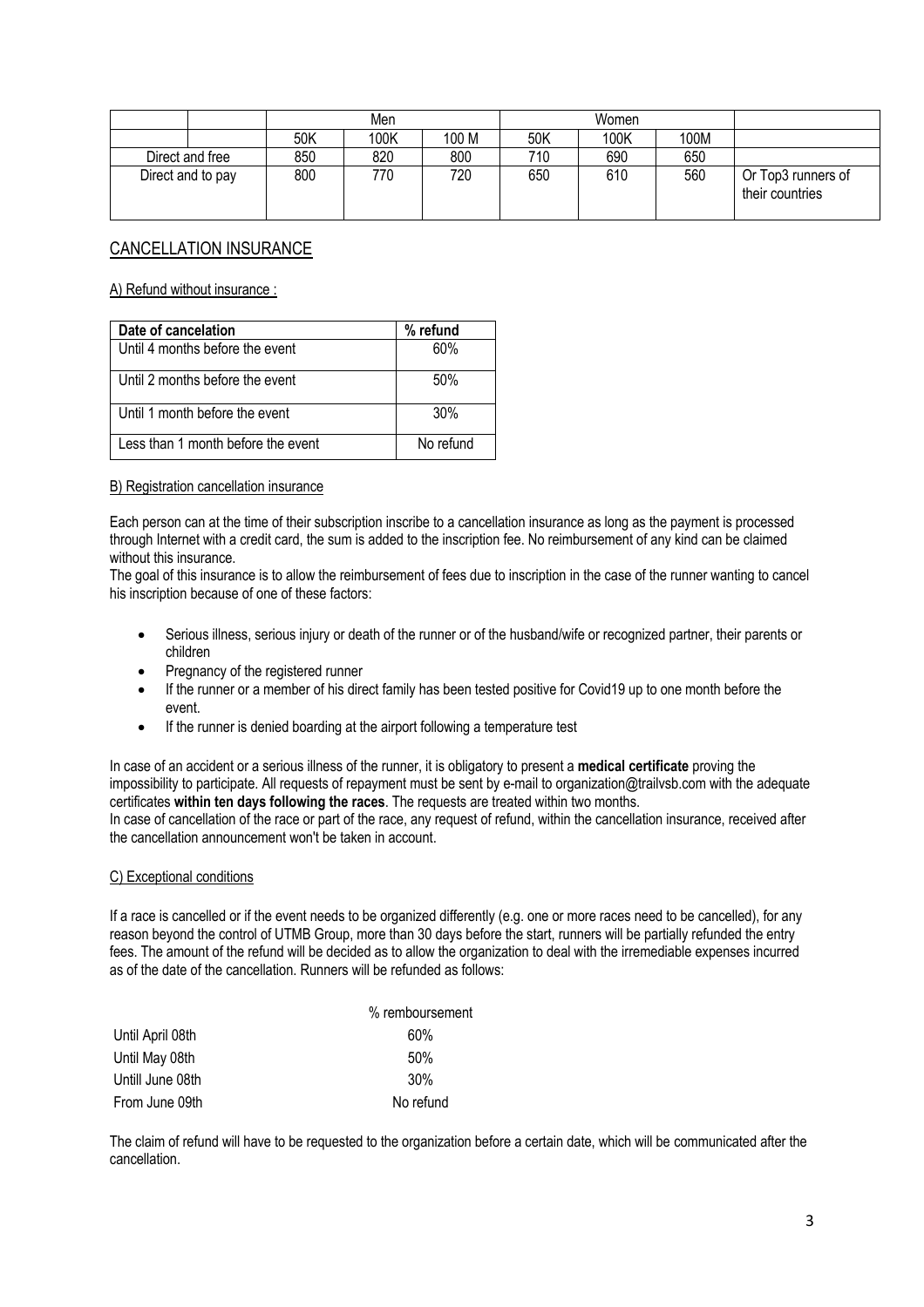| | | Men | | | Women | | | |
|---|---|---|---|---|---|---|---|---|
| | | 50K | 100K | 100 M | 50K | 100K | 100M | |
| Direct and free | | 850 | 820 | 800 | 710 | 690 | 650 | |
| Direct and to pay | | 800 | 770 | 720 | 650 | 610 | 560 | Or Top3 runners of their countries |

## CANCELLATION INSURANCE

A) Refund without insurance :

| Date of cancelation | % refund |
|---|---|
| Until 4 months before the event | 60% |
| Until 2 months before the event | 50% |
| Until 1 month before the event | 30% |
| Less than 1 month before the event | No refund |

B) Registration cancellation insurance

Each person can at the time of their subscription inscribe to a cancellation insurance as long as the payment is processed through Internet with a credit card, the sum is added to the inscription fee. No reimbursement of any kind can be claimed without this insurance.

The goal of this insurance is to allow the reimbursement of fees due to inscription in the case of the runner wanting to cancel his inscription because of one of these factors:

- Serious illness, serious injury or death of the runner or of the husband/wife or recognized partner, their parents or children
- Pregnancy of the registered runner
- If the runner or a member of his direct family has been tested positive for Covid19 up to one month before the event.
- If the runner is denied boarding at the airport following a temperature test

In case of an accident or a serious illness of the runner, it is obligatory to present a **medical certificate** proving the impossibility to participate. All requests of repayment must be sent by e-mail to organization@trailvsb.com with the adequate certificates **within ten days following the races**. The requests are treated within two months.

In case of cancellation of the race or part of the race, any request of refund, within the cancellation insurance, received after the cancellation announcement won't be taken in account.

C) Exceptional conditions

If a race is cancelled or if the event needs to be organized differently (e.g. one or more races need to be cancelled), for any reason beyond the control of UTMB Group, more than 30 days before the start, runners will be partially refunded the entry fees. The amount of the refund will be decided as to allow the organization to deal with the irremediable expenses incurred as of the date of the cancellation. Runners will be refunded as follows:

| | % remboursement |
|---|---|
| Until April 08th | 60% |
| Until May 08th | 50% |
| Untill June 08th | 30% |
| From June 09th | No refund |

The claim of refund will have to be requested to the organization before a certain date, which will be communicated after the cancellation.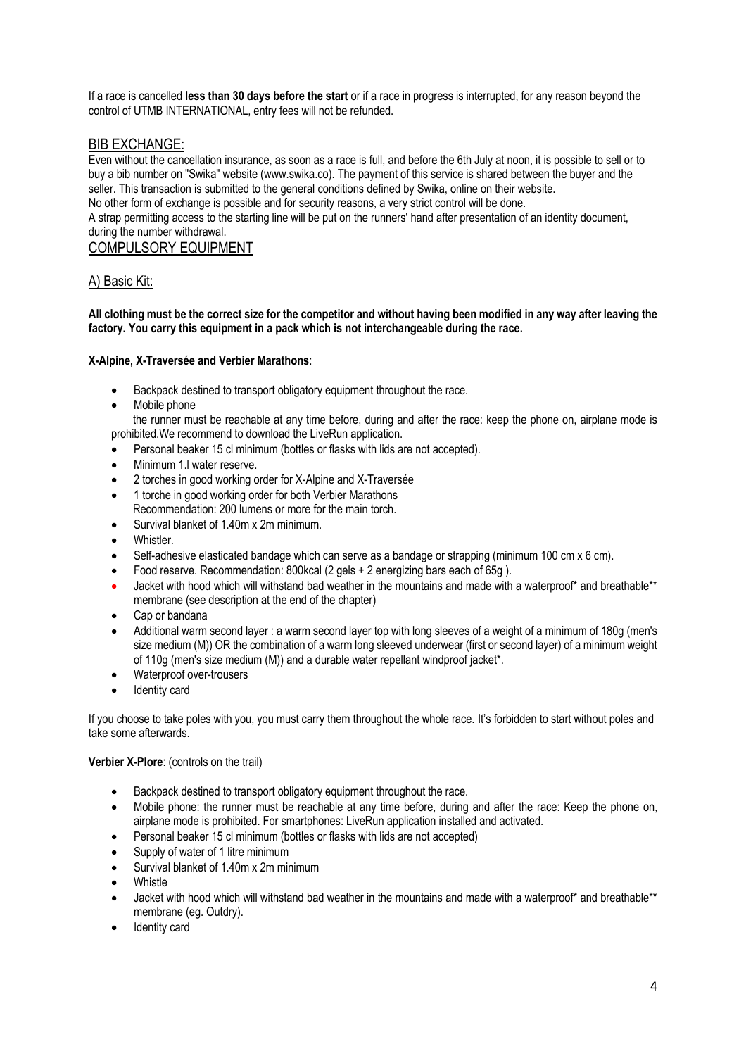If a race is cancelled **less than 30 days before the start** or if a race in progress is interrupted, for any reason beyond the control of UTMB INTERNATIONAL, entry fees will not be refunded.

## BIB EXCHANGE:

Even without the cancellation insurance, as soon as a race is full, and before the 6th July at noon, it is possible to sell or to buy a bib number on "Swika" website (www.swika.co). The payment of this service is shared between the buyer and the seller. This transaction is submitted to the general conditions defined by Swika, online on their website.

No other form of exchange is possible and for security reasons, a very strict control will be done.

A strap permitting access to the starting line will be put on the runners' hand after presentation of an identity document, during the number withdrawal.

## COMPULSORY EQUIPMENT

### A) Basic Kit:

**All clothing must be the correct size for the competitor and without having been modified in any way after leaving the factory. You carry this equipment in a pack which is not interchangeable during the race.**

**X-Alpine, X-Traversée and Verbier Marathons**:

- Backpack destined to transport obligatory equipment throughout the race.
- Mobile phone
  the runner must be reachable at any time before, during and after the race: keep the phone on, airplane mode is prohibited.We recommend to download the LiveRun application.
- Personal beaker 15 cl minimum (bottles or flasks with lids are not accepted).
- Minimum 1.l water reserve.
- 2 torches in good working order for X-Alpine and X-Traversée
- 1 torche in good working order for both Verbier Marathons
  Recommendation: 200 lumens or more for the main torch.
- Survival blanket of 1.40m x 2m minimum.
- Whistler.
- Self-adhesive elasticated bandage which can serve as a bandage or strapping (minimum 100 cm x 6 cm).
- Food reserve. Recommendation: 800kcal (2 gels + 2 energizing bars each of 65g ).
- Jacket with hood which will withstand bad weather in the mountains and made with a waterproof* and breathable** membrane (see description at the end of the chapter)
- Cap or bandana
- Additional warm second layer : a warm second layer top with long sleeves of a weight of a minimum of 180g (men's size medium (M)) OR the combination of a warm long sleeved underwear (first or second layer) of a minimum weight of 110g (men's size medium (M)) and a durable water repellant windproof jacket*.
- Waterproof over-trousers
- Identity card

If you choose to take poles with you, you must carry them throughout the whole race. It's forbidden to start without poles and take some afterwards.

**Verbier X-Plore**: (controls on the trail)

- Backpack destined to transport obligatory equipment throughout the race.
- Mobile phone: the runner must be reachable at any time before, during and after the race: Keep the phone on, airplane mode is prohibited. For smartphones: LiveRun application installed and activated.
- Personal beaker 15 cl minimum (bottles or flasks with lids are not accepted)
- Supply of water of 1 litre minimum
- Survival blanket of 1.40m x 2m minimum
- Whistle
- Jacket with hood which will withstand bad weather in the mountains and made with a waterproof* and breathable** membrane (eg. Outdry).
- Identity card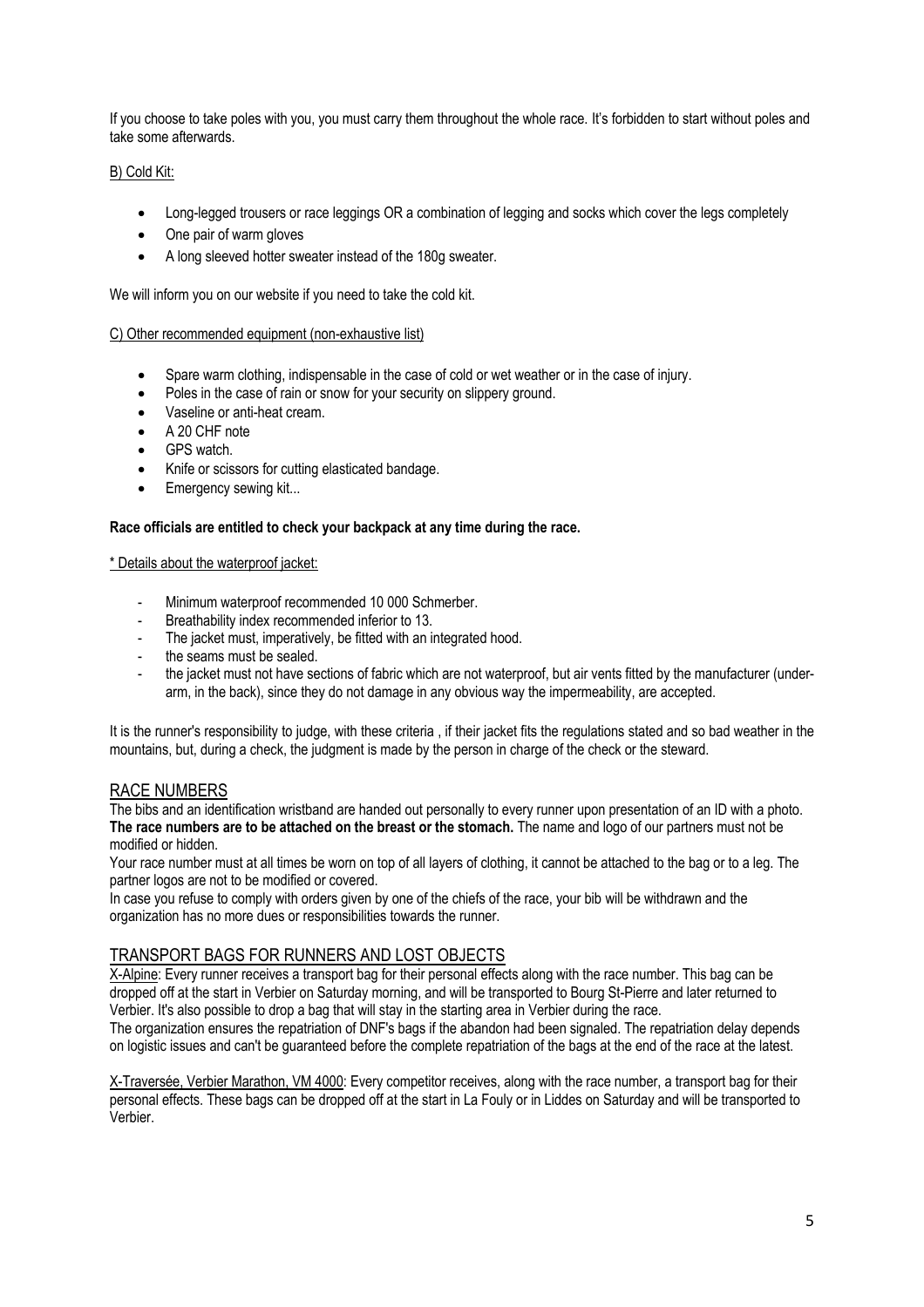If you choose to take poles with you, you must carry them throughout the whole race. It's forbidden to start without poles and take some afterwards.

B) Cold Kit:

- Long-legged trousers or race leggings OR a combination of legging and socks which cover the legs completely
- One pair of warm gloves
- A long sleeved hotter sweater instead of the 180g sweater.

We will inform you on our website if you need to take the cold kit.

C) Other recommended equipment (non-exhaustive list)

- Spare warm clothing, indispensable in the case of cold or wet weather or in the case of injury.
- Poles in the case of rain or snow for your security on slippery ground.
- Vaseline or anti-heat cream.
- A 20 CHF note
- GPS watch.
- Knife or scissors for cutting elasticated bandage.
- Emergency sewing kit...

**Race officials are entitled to check your backpack at any time during the race.**

\* Details about the waterproof jacket:

- Minimum waterproof recommended 10 000 Schmerber.
- Breathability index recommended inferior to 13.
- The jacket must, imperatively, be fitted with an integrated hood.
- the seams must be sealed.
- the jacket must not have sections of fabric which are not waterproof, but air vents fitted by the manufacturer (under-arm, in the back), since they do not damage in any obvious way the impermeability, are accepted.

It is the runner's responsibility to judge, with these criteria , if their jacket fits the regulations stated and so bad weather in the mountains, but, during a check, the judgment is made by the person in charge of the check or the steward.

## RACE NUMBERS

The bibs and an identification wristband are handed out personally to every runner upon presentation of an ID with a photo. **The race numbers are to be attached on the breast or the stomach.** The name and logo of our partners must not be modified or hidden.

Your race number must at all times be worn on top of all layers of clothing, it cannot be attached to the bag or to a leg. The partner logos are not to be modified or covered.

In case you refuse to comply with orders given by one of the chiefs of the race, your bib will be withdrawn and the organization has no more dues or responsibilities towards the runner.

## TRANSPORT BAGS FOR RUNNERS AND LOST OBJECTS

X-Alpine: Every runner receives a transport bag for their personal effects along with the race number. This bag can be dropped off at the start in Verbier on Saturday morning, and will be transported to Bourg St-Pierre and later returned to Verbier. It's also possible to drop a bag that will stay in the starting area in Verbier during the race.

The organization ensures the repatriation of DNF's bags if the abandon had been signaled. The repatriation delay depends on logistic issues and can't be guaranteed before the complete repatriation of the bags at the end of the race at the latest.

X-Traversée, Verbier Marathon, VM 4000: Every competitor receives, along with the race number, a transport bag for their personal effects. These bags can be dropped off at the start in La Fouly or in Liddes on Saturday and will be transported to Verbier.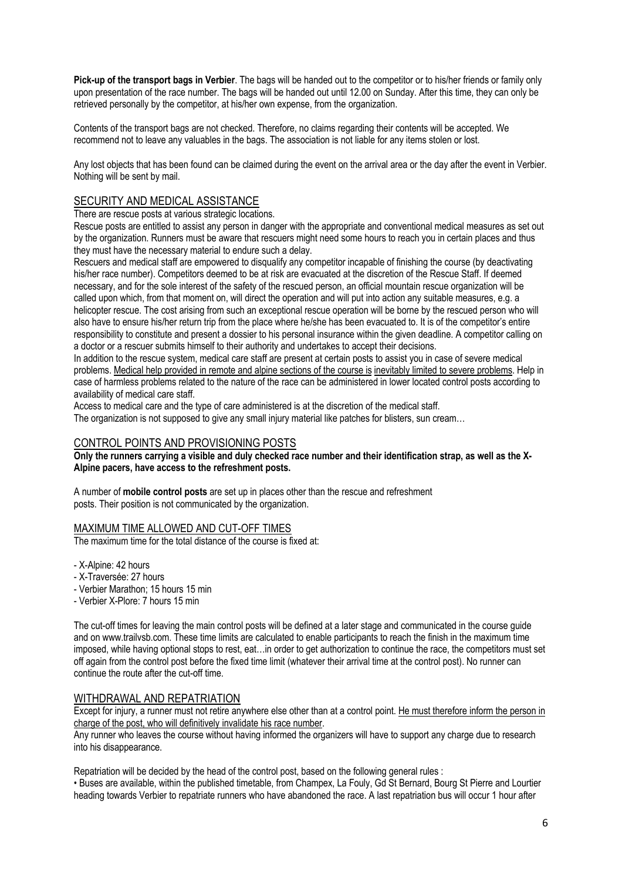**Pick-up of the transport bags in Verbier**. The bags will be handed out to the competitor or to his/her friends or family only upon presentation of the race number. The bags will be handed out until 12.00 on Sunday. After this time, they can only be retrieved personally by the competitor, at his/her own expense, from the organization.

Contents of the transport bags are not checked. Therefore, no claims regarding their contents will be accepted. We recommend not to leave any valuables in the bags. The association is not liable for any items stolen or lost.

Any lost objects that has been found can be claimed during the event on the arrival area or the day after the event in Verbier. Nothing will be sent by mail.

## SECURITY AND MEDICAL ASSISTANCE

There are rescue posts at various strategic locations.

Rescue posts are entitled to assist any person in danger with the appropriate and conventional medical measures as set out by the organization. Runners must be aware that rescuers might need some hours to reach you in certain places and thus they must have the necessary material to endure such a delay.

Rescuers and medical staff are empowered to disqualify any competitor incapable of finishing the course (by deactivating his/her race number). Competitors deemed to be at risk are evacuated at the discretion of the Rescue Staff. If deemed necessary, and for the sole interest of the safety of the rescued person, an official mountain rescue organization will be called upon which, from that moment on, will direct the operation and will put into action any suitable measures, e.g. a helicopter rescue. The cost arising from such an exceptional rescue operation will be borne by the rescued person who will also have to ensure his/her return trip from the place where he/she has been evacuated to. It is of the competitor's entire responsibility to constitute and present a dossier to his personal insurance within the given deadline. A competitor calling on a doctor or a rescuer submits himself to their authority and undertakes to accept their decisions.

In addition to the rescue system, medical care staff are present at certain posts to assist you in case of severe medical problems. Medical help provided in remote and alpine sections of the course is inevitably limited to severe problems. Help in case of harmless problems related to the nature of the race can be administered in lower located control posts according to availability of medical care staff.

Access to medical care and the type of care administered is at the discretion of the medical staff.

The organization is not supposed to give any small injury material like patches for blisters, sun cream…

## CONTROL POINTS AND PROVISIONING POSTS

**Only the runners carrying a visible and duly checked race number and their identification strap, as well as the X-Alpine pacers, have access to the refreshment posts.**

A number of **mobile control posts** are set up in places other than the rescue and refreshment posts. Their position is not communicated by the organization.

## MAXIMUM TIME ALLOWED AND CUT-OFF TIMES

The maximum time for the total distance of the course is fixed at:

- X-Alpine: 42 hours
- X-Traversée: 27 hours
- Verbier Marathon; 15 hours 15 min
- Verbier X-Plore: 7 hours 15 min

The cut-off times for leaving the main control posts will be defined at a later stage and communicated in the course guide and on www.trailvsb.com. These time limits are calculated to enable participants to reach the finish in the maximum time imposed, while having optional stops to rest, eat…in order to get authorization to continue the race, the competitors must set off again from the control post before the fixed time limit (whatever their arrival time at the control post). No runner can continue the route after the cut-off time.

## WITHDRAWAL AND REPATRIATION

Except for injury, a runner must not retire anywhere else other than at a control point. He must therefore inform the person in charge of the post, who will definitively invalidate his race number.

Any runner who leaves the course without having informed the organizers will have to support any charge due to research into his disappearance.

Repatriation will be decided by the head of the control post, based on the following general rules :

• Buses are available, within the published timetable, from Champex, La Fouly, Gd St Bernard, Bourg St Pierre and Lourtier heading towards Verbier to repatriate runners who have abandoned the race. A last repatriation bus will occur 1 hour after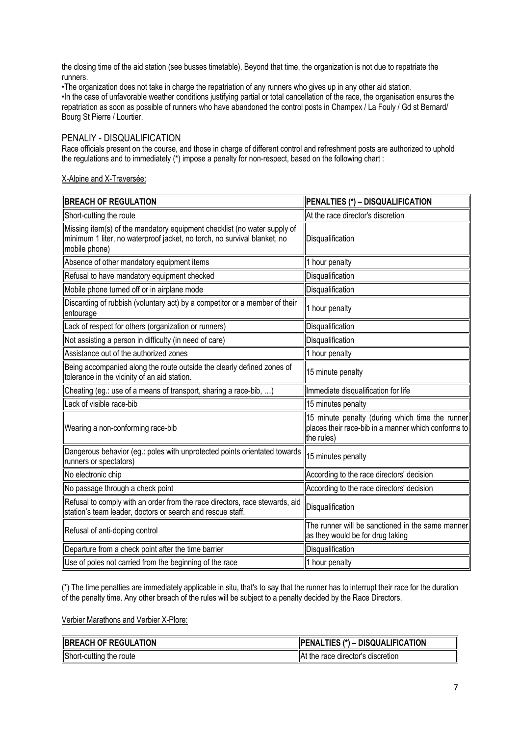the closing time of the aid station (see busses timetable). Beyond that time, the organization is not due to repatriate the runners.

•The organization does not take in charge the repatriation of any runners who gives up in any other aid station.

•In the case of unfavorable weather conditions justifying partial or total cancellation of the race, the organisation ensures the repatriation as soon as possible of runners who have abandoned the control posts in Champex / La Fouly / Gd st Bernard/ Bourg St Pierre / Lourtier.

## PENALIY - DISQUALIFICATION

Race officials present on the course, and those in charge of different control and refreshment posts are authorized to uphold the regulations and to immediately (*) impose a penalty for non-respect, based on the following chart :

X-Alpine and X-Traversée:

| **BREACH OF REGULATION** | **PENALTIES (*) – DISQUALIFICATION** |
|---|---|
| Short-cutting the route | At the race director's discretion |
| Missing item(s) of the mandatory equipment checklist (no water supply of minimum 1 liter, no waterproof jacket, no torch, no survival blanket, no mobile phone) | Disqualification |
| Absence of other mandatory equipment items | 1 hour penalty |
| Refusal to have mandatory equipment checked | Disqualification |
| Mobile phone turned off or in airplane mode | Disqualification |
| Discarding of rubbish (voluntary act) by a competitor or a member of their entourage | 1 hour penalty |
| Lack of respect for others (organization or runners) | Disqualification |
| Not assisting a person in difficulty (in need of care) | Disqualification |
| Assistance out of the authorized zones | 1 hour penalty |
| Being accompanied along the route outside the clearly defined zones of tolerance in the vicinity of an aid station. | 15 minute penalty |
| Cheating (eg.: use of a means of transport, sharing a race-bib, …) | Immediate disqualification for life |
| Lack of visible race-bib | 15 minutes penalty |
| Wearing a non-conforming race-bib | 15 minute penalty (during which time the runner places their race-bib in a manner which conforms to the rules) |
| Dangerous behavior (eg.: poles with unprotected points orientated towards runners or spectators) | 15 minutes penalty |
| No electronic chip | According to the race directors' decision |
| No passage through a check point | According to the race directors' decision |
| Refusal to comply with an order from the race directors, race stewards, aid station's team leader, doctors or search and rescue staff. | Disqualification |
| Refusal of anti-doping control | The runner will be sanctioned in the same manner as they would be for drug taking |
| Departure from a check point after the time barrier | Disqualification |
| Use of poles not carried from the beginning of the race | 1 hour penalty |

(*) The time penalties are immediately applicable in situ, that's to say that the runner has to interrupt their race for the duration of the penalty time. Any other breach of the rules will be subject to a penalty decided by the Race Directors.

Verbier Marathons and Verbier X-Plore:

| **BREACH OF REGULATION** | **PENALTIES (*) – DISQUALIFICATION** |
|---|---|
| Short-cutting the route | At the race director's discretion |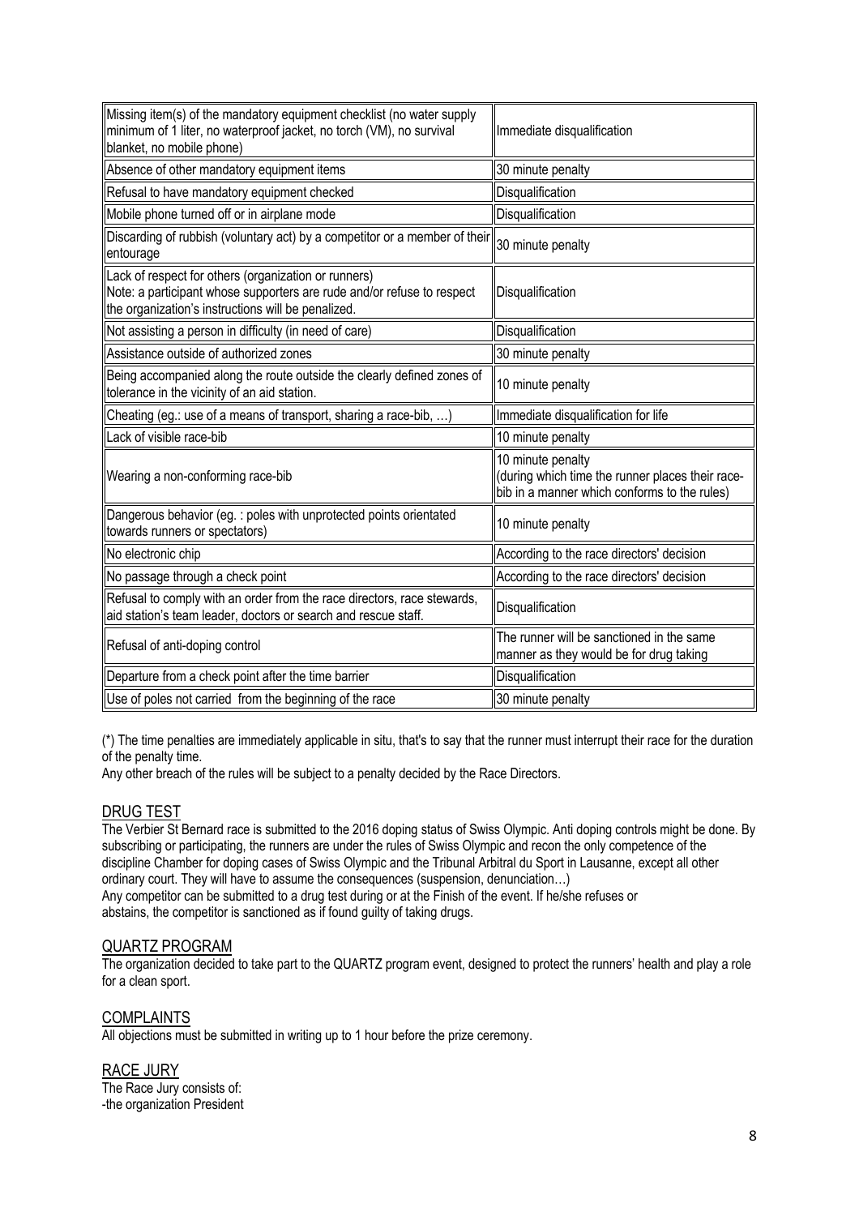| Missing item(s) of the mandatory equipment checklist (no water supply minimum of 1 liter, no waterproof jacket, no torch (VM), no survival blanket, no mobile phone) | Immediate disqualification |
|---|---|
| Absence of other mandatory equipment items | 30 minute penalty |
| Refusal to have mandatory equipment checked | Disqualification |
| Mobile phone turned off or in airplane mode | Disqualification |
| Discarding of rubbish (voluntary act) by a competitor or a member of their entourage | 30 minute penalty |
| Lack of respect for others (organization or runners)<br>Note: a participant whose supporters are rude and/or refuse to respect the organization's instructions will be penalized. | Disqualification |
| Not assisting a person in difficulty (in need of care) | Disqualification |
| Assistance outside of authorized zones | 30 minute penalty |
| Being accompanied along the route outside the clearly defined zones of tolerance in the vicinity of an aid station. | 10 minute penalty |
| Cheating (eg.: use of a means of transport, sharing a race-bib, …) | Immediate disqualification for life |
| Lack of visible race-bib | 10 minute penalty |
| Wearing a non-conforming race-bib | 10 minute penalty<br>(during which time the runner places their race-bib in a manner which conforms to the rules) |
| Dangerous behavior (eg. : poles with unprotected points orientated towards runners or spectators) | 10 minute penalty |
| No electronic chip | According to the race directors' decision |
| No passage through a check point | According to the race directors' decision |
| Refusal to comply with an order from the race directors, race stewards, aid station's team leader, doctors or search and rescue staff. | Disqualification |
| Refusal of anti-doping control | The runner will be sanctioned in the same manner as they would be for drug taking |
| Departure from a check point after the time barrier | Disqualification |
| Use of poles not carried from the beginning of the race | 30 minute penalty |

(*) The time penalties are immediately applicable in situ, that's to say that the runner must interrupt their race for the duration of the penalty time.

Any other breach of the rules will be subject to a penalty decided by the Race Directors.

## DRUG TEST

The Verbier St Bernard race is submitted to the 2016 doping status of Swiss Olympic. Anti doping controls might be done. By subscribing or participating, the runners are under the rules of Swiss Olympic and recon the only competence of the discipline Chamber for doping cases of Swiss Olympic and the Tribunal Arbitral du Sport in Lausanne, except all other ordinary court. They will have to assume the consequences (suspension, denunciation…)

Any competitor can be submitted to a drug test during or at the Finish of the event. If he/she refuses or abstains, the competitor is sanctioned as if found guilty of taking drugs.

## QUARTZ PROGRAM

The organization decided to take part to the QUARTZ program event, designed to protect the runners' health and play a role for a clean sport.

## COMPLAINTS

All objections must be submitted in writing up to 1 hour before the prize ceremony.

## RACE JURY

The Race Jury consists of:

-the organization President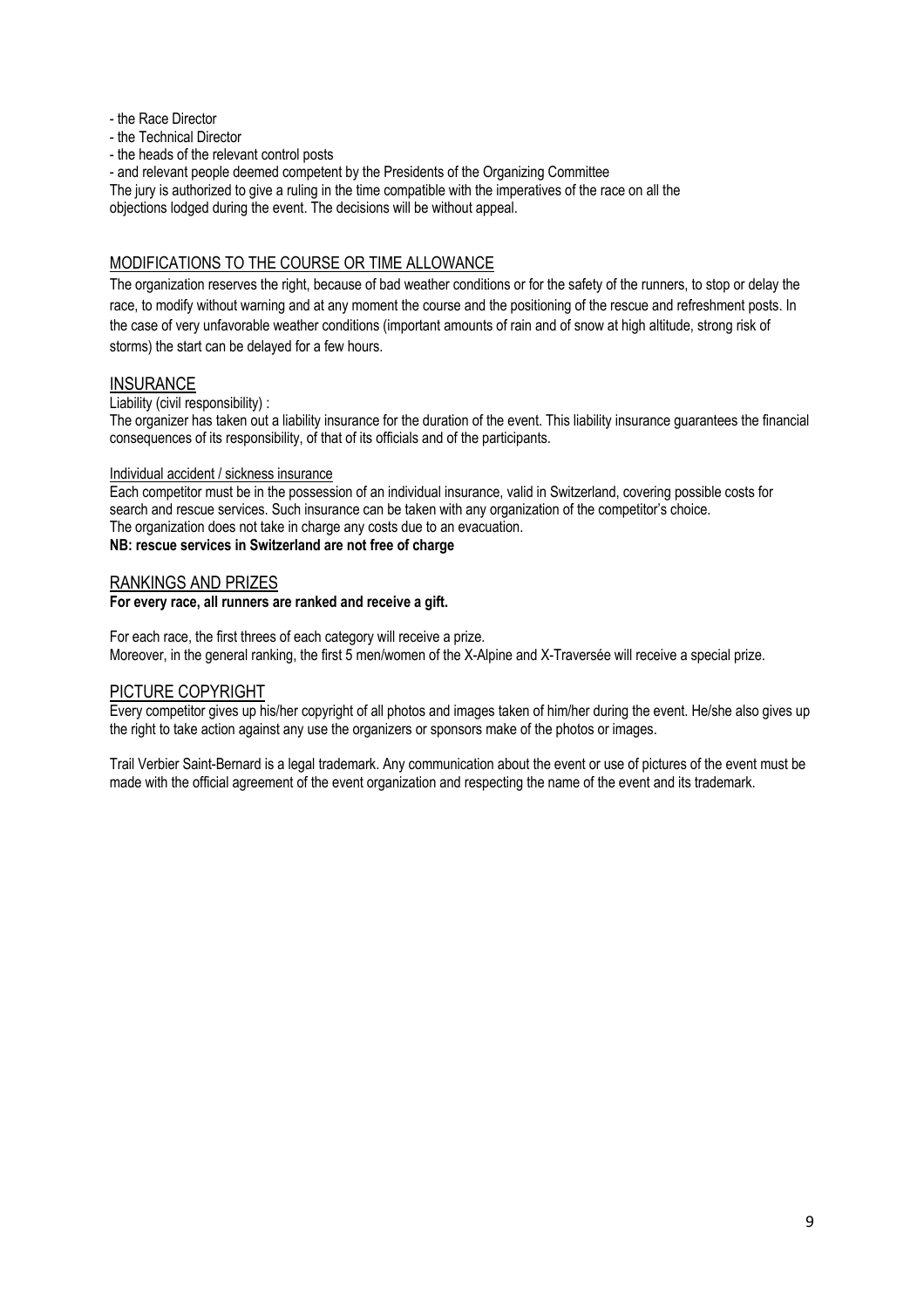- the Race Director
- the Technical Director
- the heads of the relevant control posts
- and relevant people deemed competent by the Presidents of the Organizing Committee

The jury is authorized to give a ruling in the time compatible with the imperatives of the race on all the objections lodged during the event. The decisions will be without appeal.

## MODIFICATIONS TO THE COURSE OR TIME ALLOWANCE

The organization reserves the right, because of bad weather conditions or for the safety of the runners, to stop or delay the race, to modify without warning and at any moment the course and the positioning of the rescue and refreshment posts. In the case of very unfavorable weather conditions (important amounts of rain and of snow at high altitude, strong risk of storms) the start can be delayed for a few hours.

## INSURANCE

Liability (civil responsibility) :

The organizer has taken out a liability insurance for the duration of the event. This liability insurance guarantees the financial consequences of its responsibility, of that of its officials and of the participants.

Individual accident / sickness insurance

Each competitor must be in the possession of an individual insurance, valid in Switzerland, covering possible costs for search and rescue services. Such insurance can be taken with any organization of the competitor's choice.
The organization does not take in charge any costs due to an evacuation.

**NB: rescue services in Switzerland are not free of charge**

## RANKINGS AND PRIZES

**For every race, all runners are ranked and receive a gift.**

For each race, the first threes of each category will receive a prize.
Moreover, in the general ranking, the first 5 men/women of the X-Alpine and X-Traversée will receive a special prize.

## PICTURE COPYRIGHT

Every competitor gives up his/her copyright of all photos and images taken of him/her during the event. He/she also gives up the right to take action against any use the organizers or sponsors make of the photos or images.

Trail Verbier Saint-Bernard is a legal trademark. Any communication about the event or use of pictures of the event must be made with the official agreement of the event organization and respecting the name of the event and its trademark.